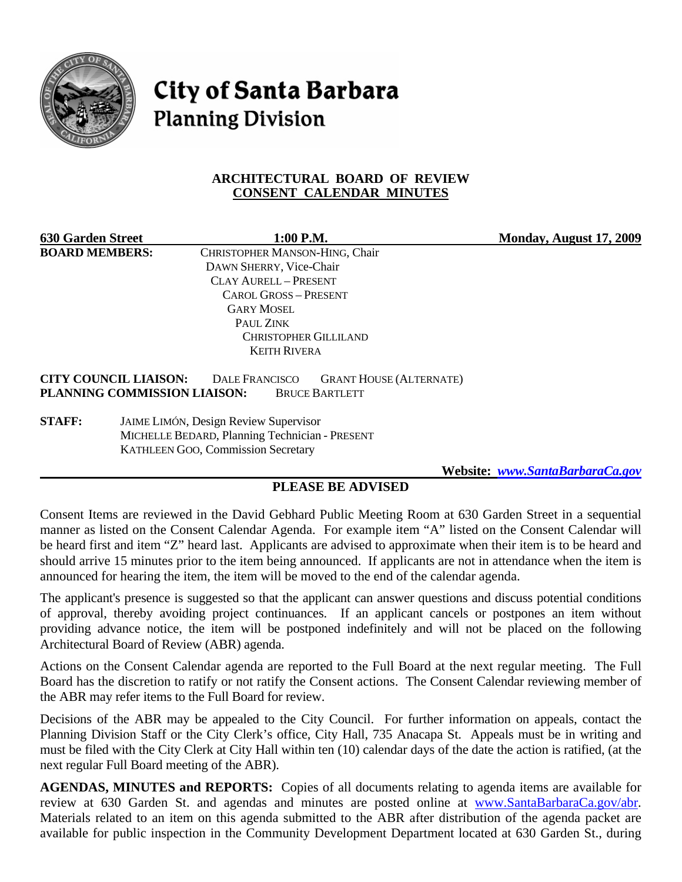# City of Santa Barbara
## Planning Division

### ARCHITECTURAL BOARD OF REVIEW
### CONSENT CALENDAR MINUTES

**630 Garden Street** **1:00 P.M.** **Monday, August 17, 2009**

**BOARD MEMBERS:**
CHRISTOPHER MANSON-HING, Chair
DAWN SHERRY, Vice-Chair
CLAY AURELL – PRESENT
CAROL GROSS – PRESENT
GARY MOSEL
PAUL ZINK
CHRISTOPHER GILLILAND
KEITH RIVERA

**CITY COUNCIL LIAISON:** DALE FRANCISCO GRANT HOUSE (ALTERNATE)
**PLANNING COMMISSION LIAISON:** BRUCE BARTLETT

**STAFF:**
JAIME LIMÓN, Design Review Supervisor
MICHELLE BEDARD, Planning Technician - PRESENT
KATHLEEN GOO, Commission Secretary

**Website:** ***www.SantaBarbaraCa.gov***

**PLEASE BE ADVISED**

Consent Items are reviewed in the David Gebhard Public Meeting Room at 630 Garden Street in a sequential manner as listed on the Consent Calendar Agenda. For example item "A" listed on the Consent Calendar will be heard first and item "Z" heard last. Applicants are advised to approximate when their item is to be heard and should arrive 15 minutes prior to the item being announced. If applicants are not in attendance when the item is announced for hearing the item, the item will be moved to the end of the calendar agenda.

The applicant's presence is suggested so that the applicant can answer questions and discuss potential conditions of approval, thereby avoiding project continuances. If an applicant cancels or postpones an item without providing advance notice, the item will be postponed indefinitely and will not be placed on the following Architectural Board of Review (ABR) agenda.

Actions on the Consent Calendar agenda are reported to the Full Board at the next regular meeting. The Full Board has the discretion to ratify or not ratify the Consent actions. The Consent Calendar reviewing member of the ABR may refer items to the Full Board for review.

Decisions of the ABR may be appealed to the City Council. For further information on appeals, contact the Planning Division Staff or the City Clerk's office, City Hall, 735 Anacapa St. Appeals must be in writing and must be filed with the City Clerk at City Hall within ten (10) calendar days of the date the action is ratified, (at the next regular Full Board meeting of the ABR).

**AGENDAS, MINUTES and REPORTS:** Copies of all documents relating to agenda items are available for review at 630 Garden St. and agendas and minutes are posted online at www.SantaBarbaraCa.gov/abr. Materials related to an item on this agenda submitted to the ABR after distribution of the agenda packet are available for public inspection in the Community Development Department located at 630 Garden St., during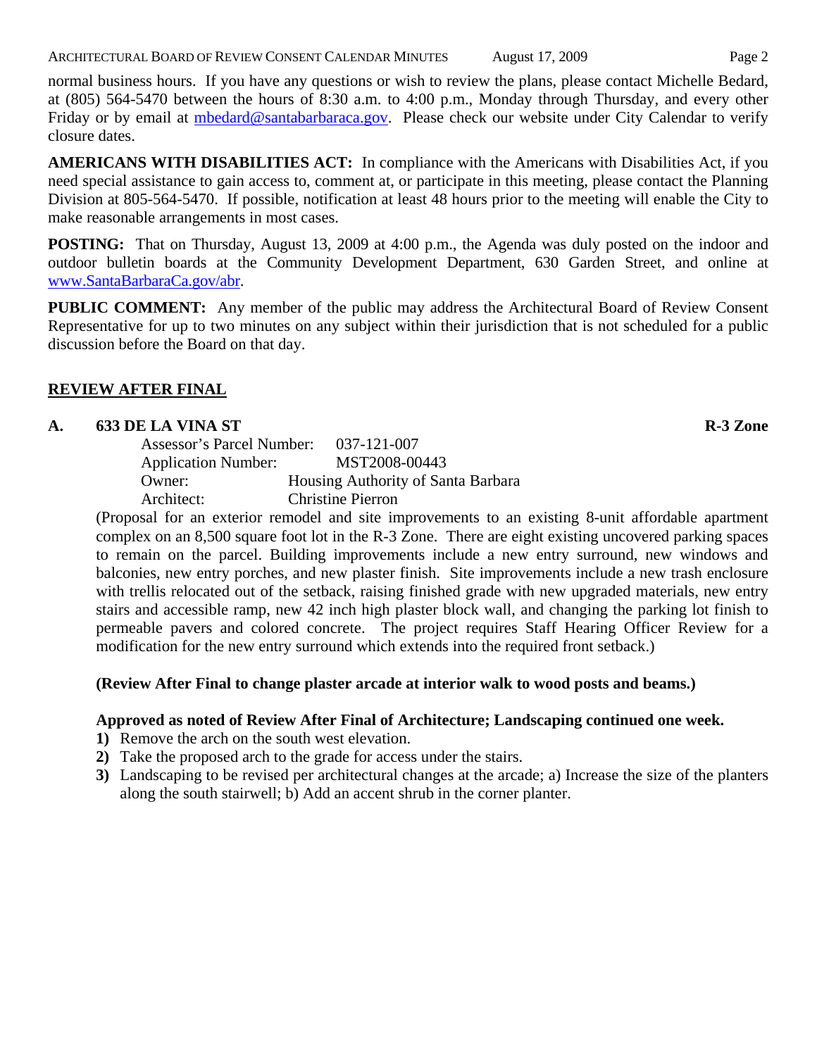normal business hours. If you have any questions or wish to review the plans, please contact Michelle Bedard, at (805) 564-5470 between the hours of 8:30 a.m. to 4:00 p.m., Monday through Thursday, and every other Friday or by email at mbedard@santabarbaraca.gov. Please check our website under City Calendar to verify closure dates.

**AMERICANS WITH DISABILITIES ACT:** In compliance with the Americans with Disabilities Act, if you need special assistance to gain access to, comment at, or participate in this meeting, please contact the Planning Division at 805-564-5470. If possible, notification at least 48 hours prior to the meeting will enable the City to make reasonable arrangements in most cases.

**POSTING:** That on Thursday, August 13, 2009 at 4:00 p.m., the Agenda was duly posted on the indoor and outdoor bulletin boards at the Community Development Department, 630 Garden Street, and online at www.SantaBarbaraCa.gov/abr.

**PUBLIC COMMENT:** Any member of the public may address the Architectural Board of Review Consent Representative for up to two minutes on any subject within their jurisdiction that is not scheduled for a public discussion before the Board on that day.

## REVIEW AFTER FINAL

**A. 633 DE LA VINA ST** **R-3 Zone**

Assessor's Parcel Number: 037-121-007
Application Number: MST2008-00443
Owner: Housing Authority of Santa Barbara
Architect: Christine Pierron

(Proposal for an exterior remodel and site improvements to an existing 8-unit affordable apartment complex on an 8,500 square foot lot in the R-3 Zone. There are eight existing uncovered parking spaces to remain on the parcel. Building improvements include a new entry surround, new windows and balconies, new entry porches, and new plaster finish. Site improvements include a new trash enclosure with trellis relocated out of the setback, raising finished grade with new upgraded materials, new entry stairs and accessible ramp, new 42 inch high plaster block wall, and changing the parking lot finish to permeable pavers and colored concrete. The project requires Staff Hearing Officer Review for a modification for the new entry surround which extends into the required front setback.)

**(Review After Final to change plaster arcade at interior walk to wood posts and beams.)**

**Approved as noted of Review After Final of Architecture; Landscaping continued one week.**

1) Remove the arch on the south west elevation.
2) Take the proposed arch to the grade for access under the stairs.
3) Landscaping to be revised per architectural changes at the arcade; a) Increase the size of the planters along the south stairwell; b) Add an accent shrub in the corner planter.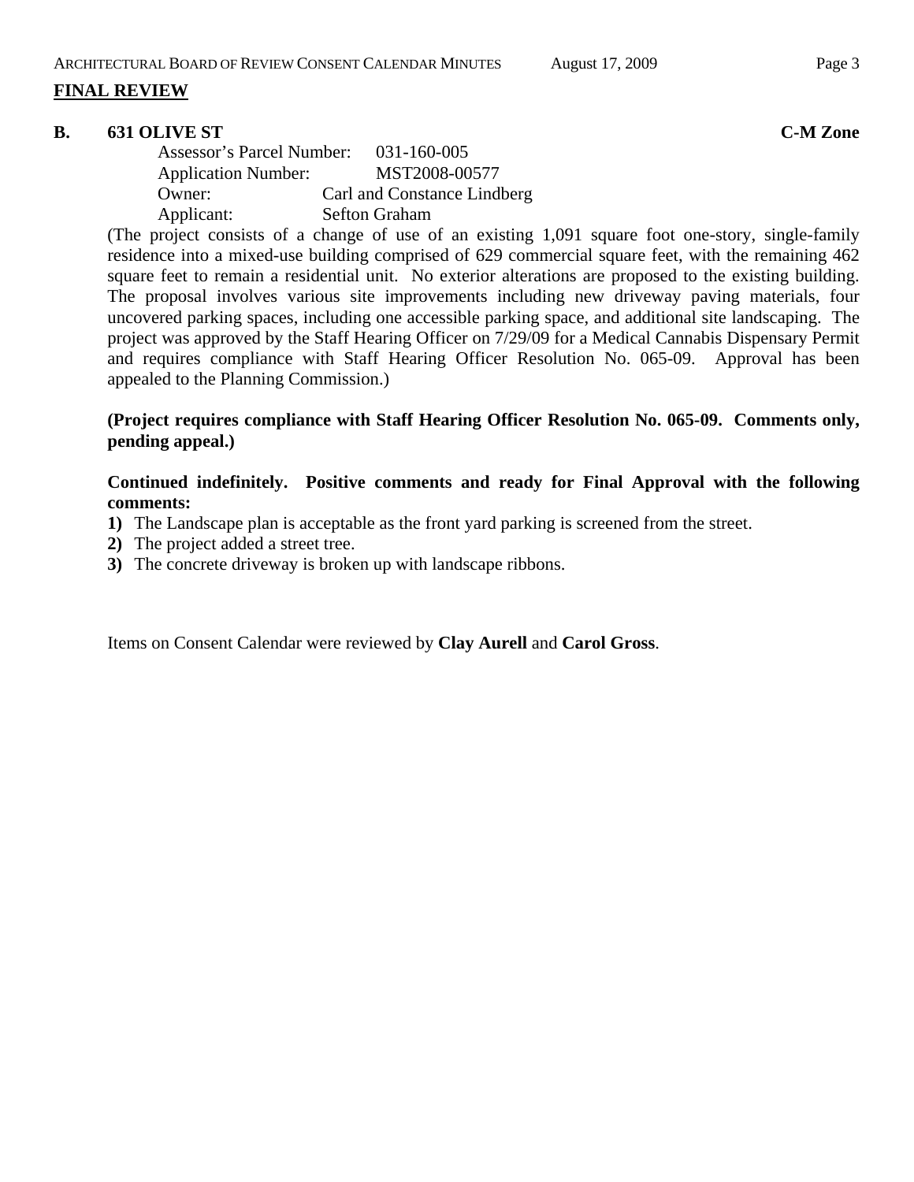## FINAL REVIEW

**B. 631 OLIVE ST** **C-M Zone**

Assessor's Parcel Number: 031-160-005
Application Number: MST2008-00577
Owner: Carl and Constance Lindberg
Applicant: Sefton Graham

(The project consists of a change of use of an existing 1,091 square foot one-story, single-family residence into a mixed-use building comprised of 629 commercial square feet, with the remaining 462 square feet to remain a residential unit. No exterior alterations are proposed to the existing building. The proposal involves various site improvements including new driveway paving materials, four uncovered parking spaces, including one accessible parking space, and additional site landscaping. The project was approved by the Staff Hearing Officer on 7/29/09 for a Medical Cannabis Dispensary Permit and requires compliance with Staff Hearing Officer Resolution No. 065-09. Approval has been appealed to the Planning Commission.)

**(Project requires compliance with Staff Hearing Officer Resolution No. 065-09. Comments only, pending appeal.)**

**Continued indefinitely. Positive comments and ready for Final Approval with the following comments:**

**1)** The Landscape plan is acceptable as the front yard parking is screened from the street.
**2)** The project added a street tree.
**3)** The concrete driveway is broken up with landscape ribbons.

Items on Consent Calendar were reviewed by **Clay Aurell** and **Carol Gross**.